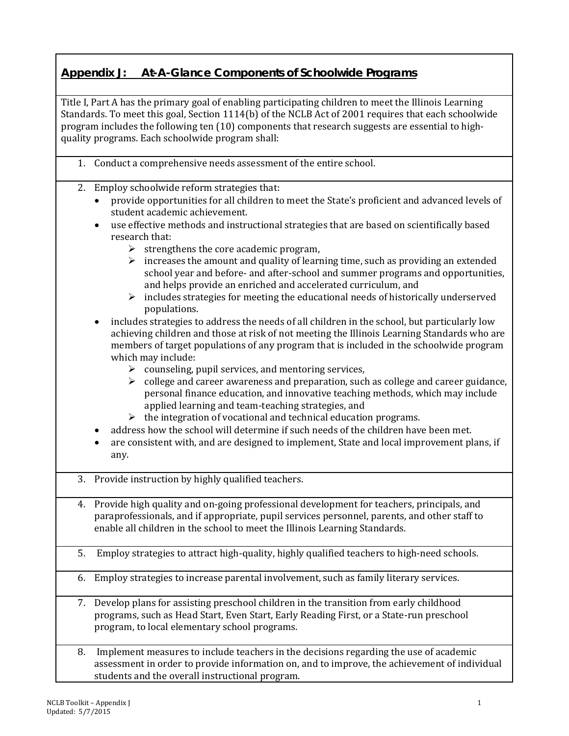## Appendix J: At-A-Glance Components of Schoolwide Programs

Title I, Part A has the primary goal of enabling participating children to meet the Illinois Learning Standards. To meet this goal, Section 1114(b) of the NCLB Act of 2001 requires that each schoolwide program includes the following ten (10) components that research suggests are essential to high-quality programs. Each schoolwide program shall:

1. Conduct a comprehensive needs assessment of the entire school.

2. Employ schoolwide reform strategies that:
   - provide opportunities for all children to meet the State's proficient and advanced levels of student academic achievement.
   - use effective methods and instructional strategies that are based on scientifically based research that:
     - strengthens the core academic program,
     - increases the amount and quality of learning time, such as providing an extended school year and before- and after-school and summer programs and opportunities, and helps provide an enriched and accelerated curriculum, and
     - includes strategies for meeting the educational needs of historically underserved populations.
   - includes strategies to address the needs of all children in the school, but particularly low achieving children and those at risk of not meeting the Illinois Learning Standards who are members of target populations of any program that is included in the schoolwide program which may include:
     - counseling, pupil services, and mentoring services,
     - college and career awareness and preparation, such as college and career guidance, personal finance education, and innovative teaching methods, which may include applied learning and team-teaching strategies, and
     - the integration of vocational and technical education programs.
   - address how the school will determine if such needs of the children have been met.
   - are consistent with, and are designed to implement, State and local improvement plans, if any.

3. Provide instruction by highly qualified teachers.

4. Provide high quality and on-going professional development for teachers, principals, and paraprofessionals, and if appropriate, pupil services personnel, parents, and other staff to enable all children in the school to meet the Illinois Learning Standards.

5. Employ strategies to attract high-quality, highly qualified teachers to high-need schools.

6. Employ strategies to increase parental involvement, such as family literary services.

7. Develop plans for assisting preschool children in the transition from early childhood programs, such as Head Start, Even Start, Early Reading First, or a State-run preschool program, to local elementary school programs.

8. Implement measures to include teachers in the decisions regarding the use of academic assessment in order to provide information on, and to improve, the achievement of individual students and the overall instructional program.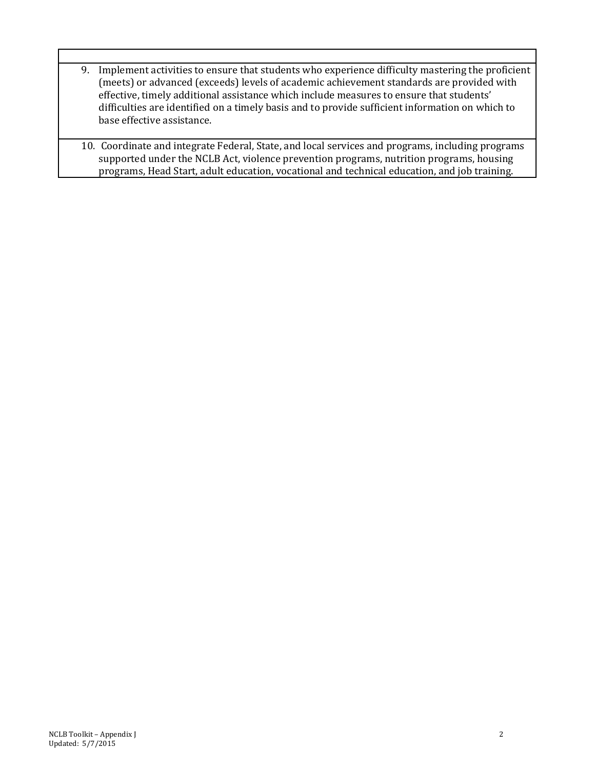| |
|---|
| 9. Implement activities to ensure that students who experience difficulty mastering the proficient (meets) or advanced (exceeds) levels of academic achievement standards are provided with effective, timely additional assistance which include measures to ensure that students' difficulties are identified on a timely basis and to provide sufficient information on which to base effective assistance. |
| 10. Coordinate and integrate Federal, State, and local services and programs, including programs supported under the NCLB Act, violence prevention programs, nutrition programs, housing programs, Head Start, adult education, vocational and technical education, and job training. |